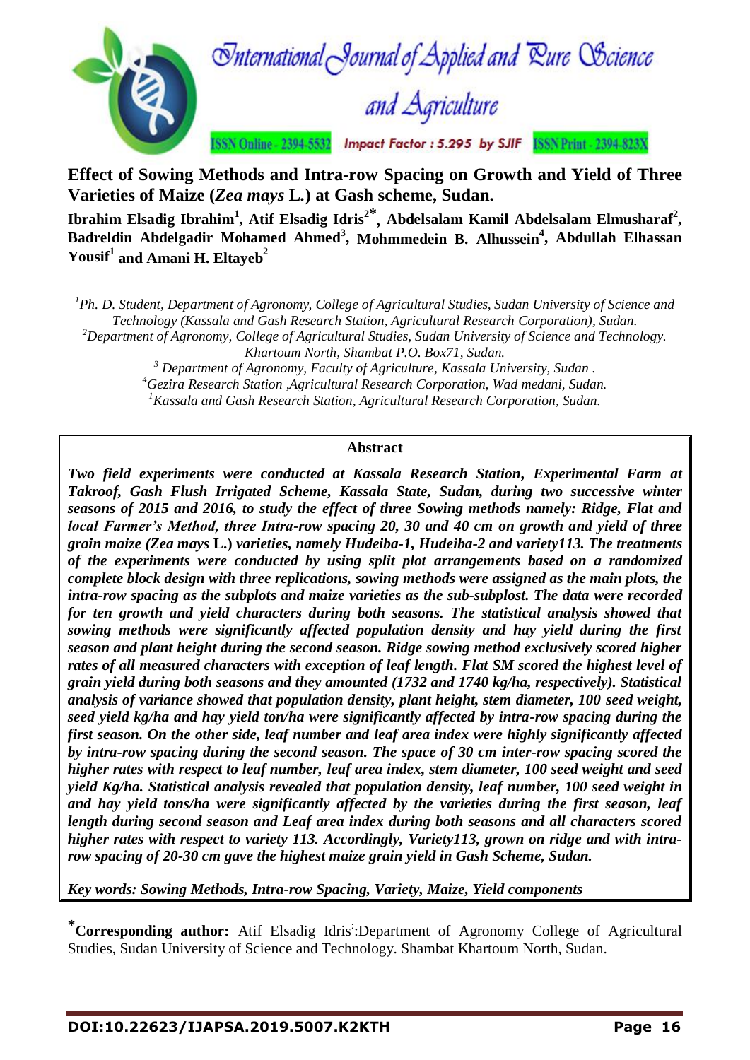# Effect of Sowing Methods and Intra-row Spacing on Growth and Yield of Three Varieties of Maize (*Zea mays* L.) at Gash scheme, Sudan.

**Ibrahim Elsadig Ibrahim[1], Atif Elsadig Idris[2*], Abdelsalam Kamil Abdelsalam Elmusharaf[2], Badreldin Abdelgadir Mohamed Ahmed[3], Mohmmedein B. Alhussein[4], Abdullah Elhassan Yousif[1] and Amani H. Eltayeb[2]**

*[1]Ph. D. Student, Department of Agronomy, College of Agricultural Studies, Sudan University of Science and Technology (Kassala and Gash Research Station, Agricultural Research Corporation), Sudan.*
*[2]Department of Agronomy, College of Agricultural Studies, Sudan University of Science and Technology. Khartoum North, Shambat P.O. Box71, Sudan.*
*[3] Department of Agronomy, Faculty of Agriculture, Kassala University, Sudan .*
*[4]Gezira Research Station ,Agricultural Research Corporation, Wad medani, Sudan.*
*[1]Kassala and Gash Research Station, Agricultural Research Corporation, Sudan.*

## Abstract

***Two field experiments were conducted at Kassala Research Station, Experimental Farm at Takroof, Gash Flush Irrigated Scheme, Kassala State, Sudan, during two successive winter seasons of 2015 and 2016, to study the effect of three Sowing methods namely: Ridge, Flat and local Farmer's Method, three Intra-row spacing 20, 30 and 40 cm on growth and yield of three grain maize (Zea mays L.) varieties, namely Hudeiba-1, Hudeiba-2 and variety113. The treatments of the experiments were conducted by using split plot arrangements based on a randomized complete block design with three replications, sowing methods were assigned as the main plots, the intra-row spacing as the subplots and maize varieties as the sub-subplost. The data were recorded for ten growth and yield characters during both seasons. The statistical analysis showed that sowing methods were significantly affected population density and hay yield during the first season and plant height during the second season. Ridge sowing method exclusively scored higher rates of all measured characters with exception of leaf length. Flat SM scored the highest level of grain yield during both seasons and they amounted (1732 and 1740 kg/ha, respectively). Statistical analysis of variance showed that population density, plant height, stem diameter, 100 seed weight, seed yield kg/ha and hay yield ton/ha were significantly affected by intra-row spacing during the first season. On the other side, leaf number and leaf area index were highly significantly affected by intra-row spacing during the second season. The space of 30 cm inter-row spacing scored the higher rates with respect to leaf number, leaf area index, stem diameter, 100 seed weight and seed yield Kg/ha. Statistical analysis revealed that population density, leaf number, 100 seed weight in and hay yield tons/ha were significantly affected by the varieties during the first season, leaf length during second season and Leaf area index during both seasons and all characters scored higher rates with respect to variety 113. Accordingly, Variety113, grown on ridge and with intra-row spacing of 20-30 cm gave the highest maize grain yield in Gash Scheme, Sudan.***

***Key words: Sowing Methods, Intra-row Spacing, Variety, Maize, Yield components***

**\*Corresponding author:** Atif Elsadig Idris:Department of Agronomy College of Agricultural Studies, Sudan University of Science and Technology. Shambat Khartoum North, Sudan.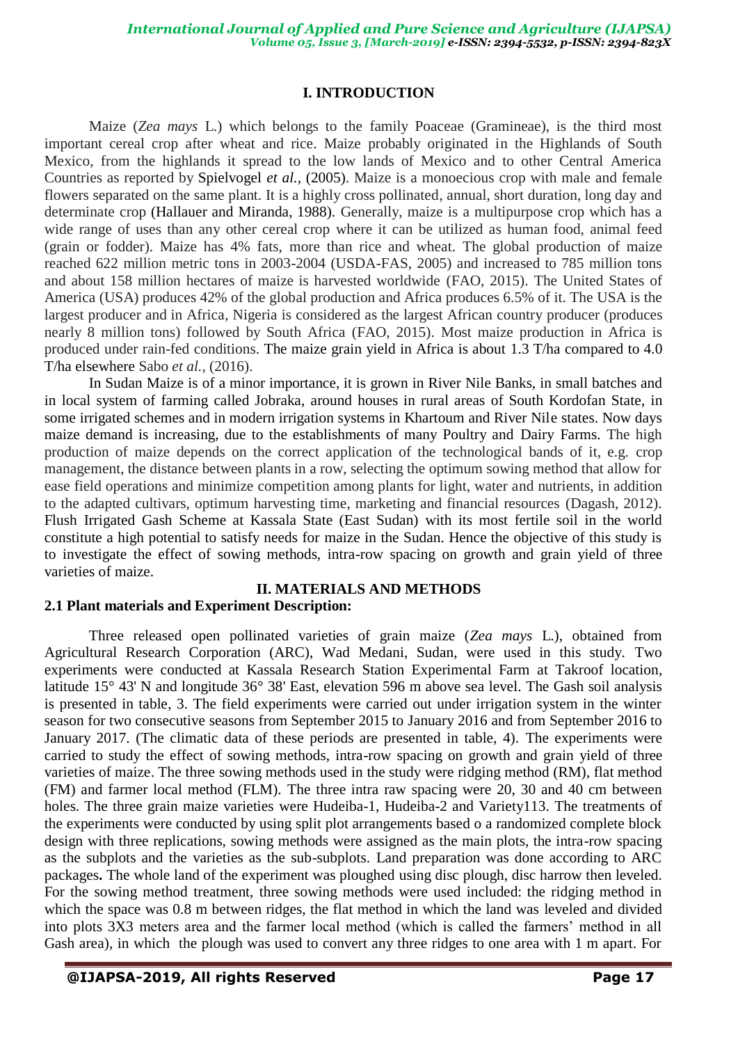## I. INTRODUCTION

Maize (*Zea mays* L.) which belongs to the family Poaceae (Gramineae), is the third most important cereal crop after wheat and rice. Maize probably originated in the Highlands of South Mexico, from the highlands it spread to the low lands of Mexico and to other Central America Countries as reported by Spielvogel *et al.,* (2005). Maize is a monoecious crop with male and female flowers separated on the same plant. It is a highly cross pollinated, annual, short duration, long day and determinate crop (Hallauer and Miranda, 1988). Generally, maize is a multipurpose crop which has a wide range of uses than any other cereal crop where it can be utilized as human food, animal feed (grain or fodder). Maize has 4% fats, more than rice and wheat. The global production of maize reached 622 million metric tons in 2003-2004 (USDA-FAS, 2005) and increased to 785 million tons and about 158 million hectares of maize is harvested worldwide (FAO, 2015). The United States of America (USA) produces 42% of the global production and Africa produces 6.5% of it. The USA is the largest producer and in Africa, Nigeria is considered as the largest African country producer (produces nearly 8 million tons) followed by South Africa (FAO, 2015). Most maize production in Africa is produced under rain-fed conditions. The maize grain yield in Africa is about 1.3 T/ha compared to 4.0 T/ha elsewhere Sabo *et al.,* (2016).

In Sudan Maize is of a minor importance, it is grown in River Nile Banks, in small batches and in local system of farming called Jobraka, around houses in rural areas of South Kordofan State, in some irrigated schemes and in modern irrigation systems in Khartoum and River Nile states. Now days maize demand is increasing, due to the establishments of many Poultry and Dairy Farms. The high production of maize depends on the correct application of the technological bands of it, e.g. crop management, the distance between plants in a row, selecting the optimum sowing method that allow for ease field operations and minimize competition among plants for light, water and nutrients, in addition to the adapted cultivars, optimum harvesting time, marketing and financial resources (Dagash, 2012). Flush Irrigated Gash Scheme at Kassala State (East Sudan) with its most fertile soil in the world constitute a high potential to satisfy needs for maize in the Sudan. Hence the objective of this study is to investigate the effect of sowing methods, intra-row spacing on growth and grain yield of three varieties of maize.

## II. MATERIALS AND METHODS

### 2.1 Plant materials and Experiment Description:

Three released open pollinated varieties of grain maize (*Zea mays* L.), obtained from Agricultural Research Corporation (ARC), Wad Medani, Sudan, were used in this study. Two experiments were conducted at Kassala Research Station Experimental Farm at Takroof location, latitude 15° 43' N and longitude 36° 38' East, elevation 596 m above sea level. The Gash soil analysis is presented in table, 3. The field experiments were carried out under irrigation system in the winter season for two consecutive seasons from September 2015 to January 2016 and from September 2016 to January 2017. (The climatic data of these periods are presented in table, 4). The experiments were carried to study the effect of sowing methods, intra-row spacing on growth and grain yield of three varieties of maize. The three sowing methods used in the study were ridging method (RM), flat method (FM) and farmer local method (FLM). The three intra raw spacing were 20, 30 and 40 cm between holes. The three grain maize varieties were Hudeiba-1, Hudeiba-2 and Variety113. The treatments of the experiments were conducted by using split plot arrangements based o a randomized complete block design with three replications, sowing methods were assigned as the main plots, the intra-row spacing as the subplots and the varieties as the sub-subplots. Land preparation was done according to ARC packages**.** The whole land of the experiment was ploughed using disc plough, disc harrow then leveled. For the sowing method treatment, three sowing methods were used included: the ridging method in which the space was 0.8 m between ridges, the flat method in which the land was leveled and divided into plots 3X3 meters area and the farmer local method (which is called the farmers' method in all Gash area), in which the plough was used to convert any three ridges to one area with 1 m apart. For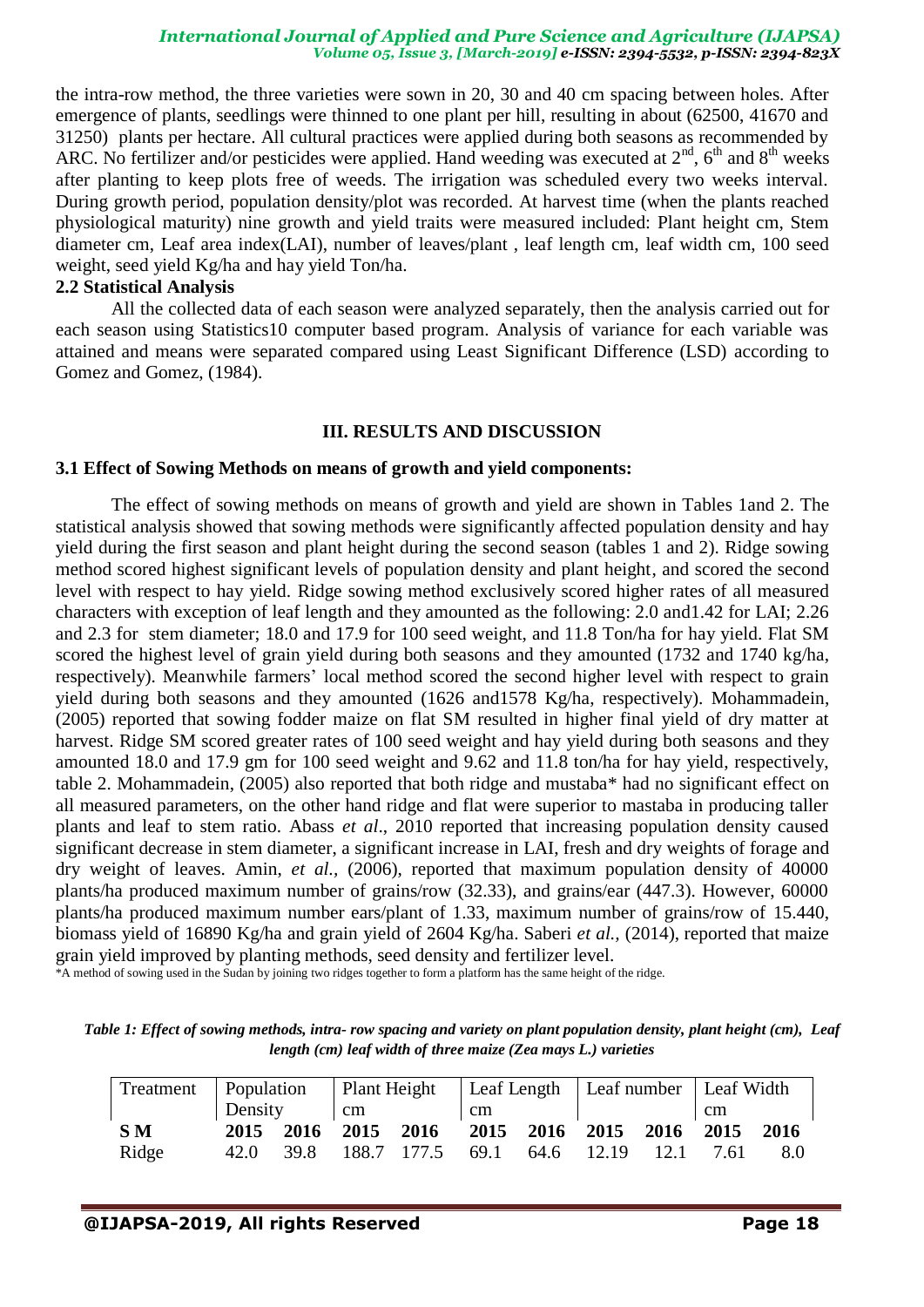the intra-row method, the three varieties were sown in 20, 30 and 40 cm spacing between holes. After emergence of plants, seedlings were thinned to one plant per hill, resulting in about (62500, 41670 and 31250) plants per hectare. All cultural practices were applied during both seasons as recommended by ARC. No fertilizer and/or pesticides were applied. Hand weeding was executed at 2nd, 6th and 8th weeks after planting to keep plots free of weeds. The irrigation was scheduled every two weeks interval. During growth period, population density/plot was recorded. At harvest time (when the plants reached physiological maturity) nine growth and yield traits were measured included: Plant height cm, Stem diameter cm, Leaf area index(LAI), number of leaves/plant , leaf length cm, leaf width cm, 100 seed weight, seed yield Kg/ha and hay yield Ton/ha.

### 2.2 Statistical Analysis

All the collected data of each season were analyzed separately, then the analysis carried out for each season using Statistics10 computer based program. Analysis of variance for each variable was attained and means were separated compared using Least Significant Difference (LSD) according to Gomez and Gomez, (1984).

## III. RESULTS AND DISCUSSION

### 3.1 Effect of Sowing Methods on means of growth and yield components:

The effect of sowing methods on means of growth and yield are shown in Tables 1and 2. The statistical analysis showed that sowing methods were significantly affected population density and hay yield during the first season and plant height during the second season (tables 1 and 2). Ridge sowing method scored highest significant levels of population density and plant height, and scored the second level with respect to hay yield. Ridge sowing method exclusively scored higher rates of all measured characters with exception of leaf length and they amounted as the following: 2.0 and1.42 for LAI; 2.26 and 2.3 for stem diameter; 18.0 and 17.9 for 100 seed weight, and 11.8 Ton/ha for hay yield. Flat SM scored the highest level of grain yield during both seasons and they amounted (1732 and 1740 kg/ha, respectively). Meanwhile farmers' local method scored the second higher level with respect to grain yield during both seasons and they amounted (1626 and1578 Kg/ha, respectively). Mohammadein, (2005) reported that sowing fodder maize on flat SM resulted in higher final yield of dry matter at harvest. Ridge SM scored greater rates of 100 seed weight and hay yield during both seasons and they amounted 18.0 and 17.9 gm for 100 seed weight and 9.62 and 11.8 ton/ha for hay yield, respectively, table 2. Mohammadein, (2005) also reported that both ridge and mustaba* had no significant effect on all measured parameters, on the other hand ridge and flat were superior to mastaba in producing taller plants and leaf to stem ratio. Abass *et al*., 2010 reported that increasing population density caused significant decrease in stem diameter, a significant increase in LAI, fresh and dry weights of forage and dry weight of leaves. Amin, *et al*., (2006), reported that maximum population density of 40000 plants/ha produced maximum number of grains/row (32.33), and grains/ear (447.3). However, 60000 plants/ha produced maximum number ears/plant of 1.33, maximum number of grains/row of 15.440, biomass yield of 16890 Kg/ha and grain yield of 2604 Kg/ha. Saberi *et al.,* (2014), reported that maize grain yield improved by planting methods, seed density and fertilizer level.

*A method of sowing used in the Sudan by joining two ridges together to form a platform has the same height of the ridge.

*Table 1: Effect of sowing methods, intra- row spacing and variety on plant population density, plant height (cm), Leaf length (cm) leaf width of three maize (Zea mays L.) varieties*

| Treatment | Population Density | | Plant Height cm | | Leaf Length cm | | Leaf number | | Leaf Width cm | |
|---|---|---|---|---|---|---|---|---|---|---|
| **S M** | **2015** | **2016** | **2015** | **2016** | **2015** | **2016** | **2015** | **2016** | **2015** | **2016** |
| Ridge | 42.0 | 39.8 | 188.7 | 177.5 | 69.1 | 64.6 | 12.19 | 12.1 | 7.61 | 8.0 |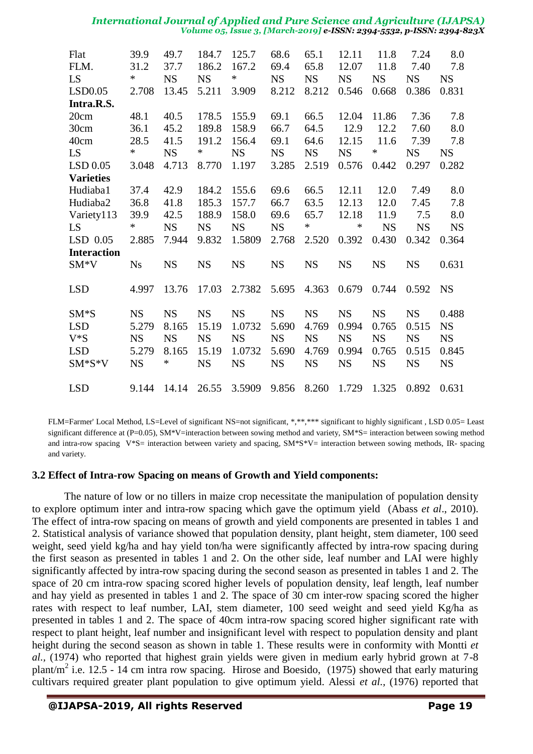| | | | | | | | | | | |
|---|---|---|---|---|---|---|---|---|---|---|
| Flat | 39.9 | 49.7 | 184.7 | 125.7 | 68.6 | 65.1 | 12.11 | 11.8 | 7.24 | 8.0 |
| FLM. | 31.2 | 37.7 | 186.2 | 167.2 | 69.4 | 65.8 | 12.07 | 11.8 | 7.40 | 7.8 |
| LS | * | NS | NS | * | NS | NS | NS | NS | NS | NS |
| LSD0.05 | 2.708 | 13.45 | 5.211 | 3.909 | 8.212 | 8.212 | 0.546 | 0.668 | 0.386 | 0.831 |
| **Intra.R.S.** | | | | | | | | | | |
| 20cm | 48.1 | 40.5 | 178.5 | 155.9 | 69.1 | 66.5 | 12.04 | 11.86 | 7.36 | 7.8 |
| 30cm | 36.1 | 45.2 | 189.8 | 158.9 | 66.7 | 64.5 | 12.9 | 12.2 | 7.60 | 8.0 |
| 40cm | 28.5 | 41.5 | 191.2 | 156.4 | 69.1 | 64.6 | 12.15 | 11.6 | 7.39 | 7.8 |
| LS | * | NS | * | NS | NS | NS | NS | * | NS | NS |
| LSD 0.05 | 3.048 | 4.713 | 8.770 | 1.197 | 3.285 | 2.519 | 0.576 | 0.442 | 0.297 | 0.282 |
| **Varieties** | | | | | | | | | | |
| Hudiaba1 | 37.4 | 42.9 | 184.2 | 155.6 | 69.6 | 66.5 | 12.11 | 12.0 | 7.49 | 8.0 |
| Hudiaba2 | 36.8 | 41.8 | 185.3 | 157.7 | 66.7 | 63.5 | 12.13 | 12.0 | 7.45 | 7.8 |
| Variety113 | 39.9 | 42.5 | 188.9 | 158.0 | 69.6 | 65.7 | 12.18 | 11.9 | 7.5 | 8.0 |
| LS | * | NS | NS | NS | NS | * | * | NS | NS | NS |
| LSD 0.05 | 2.885 | 7.944 | 9.832 | 1.5809 | 2.768 | 2.520 | 0.392 | 0.430 | 0.342 | 0.364 |
| **Interaction** | | | | | | | | | | |
| SM*V | Ns | NS | NS | NS | NS | NS | NS | NS | NS | 0.631 |
| LSD | 4.997 | 13.76 | 17.03 | 2.7382 | 5.695 | 4.363 | 0.679 | 0.744 | 0.592 | NS |
| SM*S | NS | NS | NS | NS | NS | NS | NS | NS | NS | 0.488 |
| LSD | 5.279 | 8.165 | 15.19 | 1.0732 | 5.690 | 4.769 | 0.994 | 0.765 | 0.515 | NS |
| V*S | NS | NS | NS | NS | NS | NS | NS | NS | NS | NS |
| LSD | 5.279 | 8.165 | 15.19 | 1.0732 | 5.690 | 4.769 | 0.994 | 0.765 | 0.515 | 0.845 |
| SM*S*V | NS | * | NS | NS | NS | NS | NS | NS | NS | NS |
| LSD | 9.144 | 14.14 | 26.55 | 3.5909 | 9.856 | 8.260 | 1.729 | 1.325 | 0.892 | 0.631 |

FLM=Farmer' Local Method, LS=Level of significant NS=not significant, *,**,*** significant to highly significant , LSD 0.05= Least significant difference at (P=0.05), SM*V=interaction between sowing method and variety, SM*S= interaction between sowing method and intra-row spacing V*S= interaction between variety and spacing, SM*S*V= interaction between sowing methods, IR- spacing and variety.

### 3.2 Effect of Intra-row Spacing on means of Growth and Yield components:

The nature of low or no tillers in maize crop necessitate the manipulation of population density to explore optimum inter and intra-row spacing which gave the optimum yield (Abass *et al*., 2010). The effect of intra-row spacing on means of growth and yield components are presented in tables 1 and 2. Statistical analysis of variance showed that population density, plant height, stem diameter, 100 seed weight, seed yield kg/ha and hay yield ton/ha were significantly affected by intra-row spacing during the first season as presented in tables 1 and 2. On the other side, leaf number and LAI were highly significantly affected by intra-row spacing during the second season as presented in tables 1 and 2. The space of 20 cm intra-row spacing scored higher levels of population density, leaf length, leaf number and hay yield as presented in tables 1 and 2. The space of 30 cm inter-row spacing scored the higher rates with respect to leaf number, LAI, stem diameter, 100 seed weight and seed yield Kg/ha as presented in tables 1 and 2. The space of 40cm intra-row spacing scored higher significant rate with respect to plant height, leaf number and insignificant level with respect to population density and plant height during the second season as shown in table 1. These results were in conformity with Montti *et al.*, (1974) who reported that highest grain yields were given in medium early hybrid grown at 7-8 plant/m$^2$ i.e. 12.5 - 14 cm intra row spacing. Hirose and Boesido, (1975) showed that early maturing cultivars required greater plant population to give optimum yield. Alessi *et al.*, (1976) reported that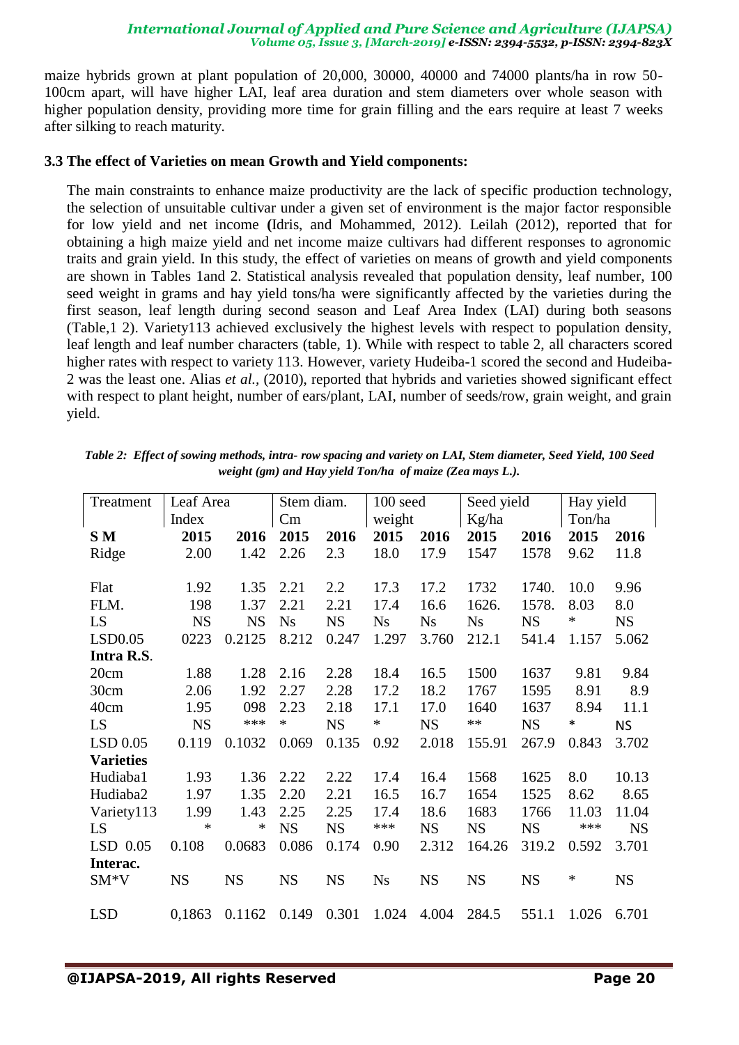maize hybrids grown at plant population of 20,000, 30000, 40000 and 74000 plants/ha in row 50-100cm apart, will have higher LAI, leaf area duration and stem diameters over whole season with higher population density, providing more time for grain filling and the ears require at least 7 weeks after silking to reach maturity.

### 3.3 The effect of Varieties on mean Growth and Yield components:

The main constraints to enhance maize productivity are the lack of specific production technology, the selection of unsuitable cultivar under a given set of environment is the major factor responsible for low yield and net income **(**Idris, and Mohammed, 2012). Leilah (2012), reported that for obtaining a high maize yield and net income maize cultivars had different responses to agronomic traits and grain yield. In this study, the effect of varieties on means of growth and yield components are shown in Tables 1and 2. Statistical analysis revealed that population density, leaf number, 100 seed weight in grams and hay yield tons/ha were significantly affected by the varieties during the first season, leaf length during second season and Leaf Area Index (LAI) during both seasons (Table,1 2). Variety113 achieved exclusively the highest levels with respect to population density, leaf length and leaf number characters (table, 1). While with respect to table 2, all characters scored higher rates with respect to variety 113. However, variety Hudeiba-1 scored the second and Hudeiba-2 was the least one. Alias *et al.,* (2010), reported that hybrids and varieties showed significant effect with respect to plant height, number of ears/plant, LAI, number of seeds/row, grain weight, and grain yield.

*Table 2: Effect of sowing methods, intra- row spacing and variety on LAI, Stem diameter, Seed Yield, 100 Seed weight (gm) and Hay yield Ton/ha of maize (Zea mays L.).*

| Treatment | Leaf Area Index | | Stem diam. Cm | | 100 seed weight | | Seed yield Kg/ha | | Hay yield Ton/ha | |
|---|---|---|---|---|---|---|---|---|---|---|
| **S M** | **2015** | **2016** | **2015** | **2016** | **2015** | **2016** | **2015** | **2016** | **2015** | **2016** |
| Ridge | 2.00 | 1.42 | 2.26 | 2.3 | 18.0 | 17.9 | 1547 | 1578 | 9.62 | 11.8 |
| Flat | 1.92 | 1.35 | 2.21 | 2.2 | 17.3 | 17.2 | 1732 | 1740. | 10.0 | 9.96 |
| FLM. | 198 | 1.37 | 2.21 | 2.21 | 17.4 | 16.6 | 1626. | 1578. | 8.03 | 8.0 |
| LS | NS | NS | Ns | NS | Ns | Ns | Ns | NS | * | NS |
| LSD0.05 | 0223 | 0.2125 | 8.212 | 0.247 | 1.297 | 3.760 | 212.1 | 541.4 | 1.157 | 5.062 |
| **Intra R.S**. | | | | | | | | | | |
| 20cm | 1.88 | 1.28 | 2.16 | 2.28 | 18.4 | 16.5 | 1500 | 1637 | 9.81 | 9.84 |
| 30cm | 2.06 | 1.92 | 2.27 | 2.28 | 17.2 | 18.2 | 1767 | 1595 | 8.91 | 8.9 |
| 40cm | 1.95 | 098 | 2.23 | 2.18 | 17.1 | 17.0 | 1640 | 1637 | 8.94 | 11.1 |
| LS | NS | *** | * | NS | * | NS | ** | NS | * | NS |
| LSD 0.05 | 0.119 | 0.1032 | 0.069 | 0.135 | 0.92 | 2.018 | 155.91 | 267.9 | 0.843 | 3.702 |
| **Varieties** | | | | | | | | | | |
| Hudiaba1 | 1.93 | 1.36 | 2.22 | 2.22 | 17.4 | 16.4 | 1568 | 1625 | 8.0 | 10.13 |
| Hudiaba2 | 1.97 | 1.35 | 2.20 | 2.21 | 16.5 | 16.7 | 1654 | 1525 | 8.62 | 8.65 |
| Variety113 | 1.99 | 1.43 | 2.25 | 2.25 | 17.4 | 18.6 | 1683 | 1766 | 11.03 | 11.04 |
| LS | * | * | NS | NS | *** | NS | NS | NS | *** | NS |
| LSD 0.05 | 0.108 | 0.0683 | 0.086 | 0.174 | 0.90 | 2.312 | 164.26 | 319.2 | 0.592 | 3.701 |
| **Interac.** | | | | | | | | | | |
| SM*V | NS | NS | NS | NS | Ns | NS | NS | NS | * | NS |
| LSD | 0,1863 | 0.1162 | 0.149 | 0.301 | 1.024 | 4.004 | 284.5 | 551.1 | 1.026 | 6.701 |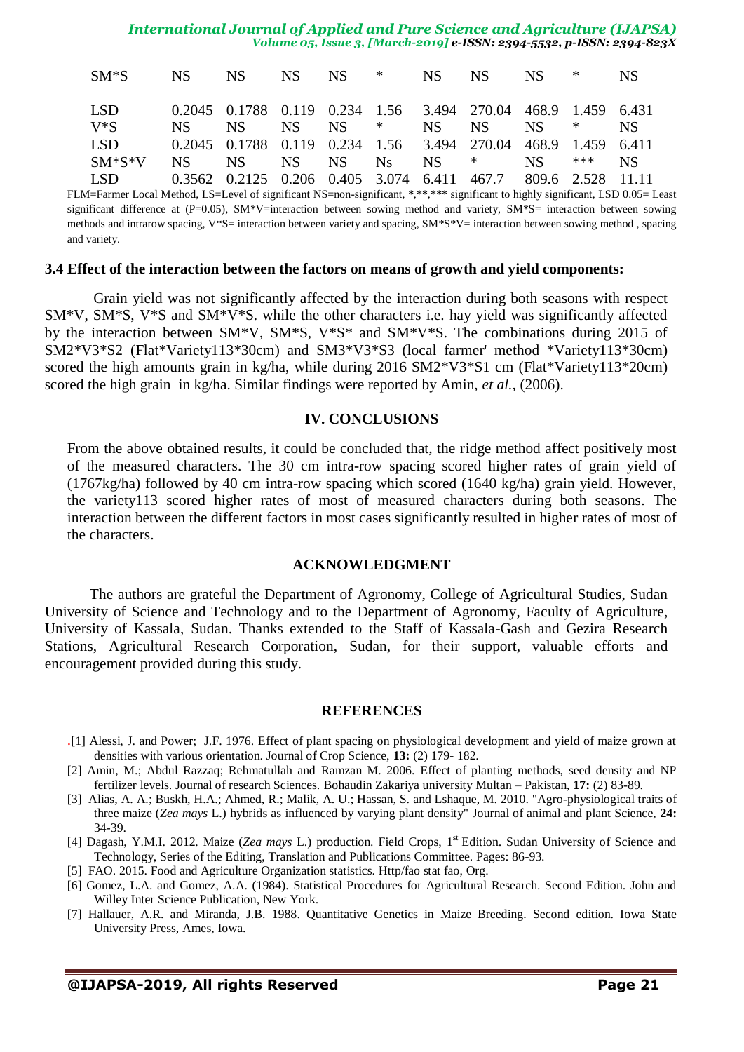| SM*S | NS | NS | NS | NS | * | NS | NS | NS | * | NS |
|---|---|---|---|---|---|---|---|---|---|---|
| LSD | 0.2045 | 0.1788 | 0.119 | 0.234 | 1.56 | 3.494 | 270.04 | 468.9 | 1.459 | 6.431 |
| V*S | NS | NS | NS | NS | * | NS | NS | NS | * | NS |
| LSD | 0.2045 | 0.1788 | 0.119 | 0.234 | 1.56 | 3.494 | 270.04 | 468.9 | 1.459 | 6.411 |
| SM*S*V | NS | NS | NS | NS | Ns | NS | * | NS | *** | NS |
| LSD | 0.3562 | 0.2125 | 0.206 | 0.405 | 3.074 | 6.411 | 467.7 | 809.6 | 2.528 | 11.11 |

FLM=Farmer Local Method, LS=Level of significant NS=non-significant, *,**,*** significant to highly significant, LSD 0.05= Least significant difference at (P=0.05), SM*V=interaction between sowing method and variety, SM*S= interaction between sowing methods and intrarow spacing, V*S= interaction between variety and spacing, SM*S*V= interaction between sowing method , spacing and variety.

### 3.4 Effect of the interaction between the factors on means of growth and yield components:

Grain yield was not significantly affected by the interaction during both seasons with respect SM*V, SM*S, V*S and SM*V*S. while the other characters i.e. hay yield was significantly affected by the interaction between SM*V, SM*S, V*S* and SM*V*S. The combinations during 2015 of SM2*V3*S2 (Flat*Variety113*30cm) and SM3*V3*S3 (local farmer' method *Variety113*30cm) scored the high amounts grain in kg/ha, while during 2016 SM2*V3*S1 cm (Flat*Variety113*20cm) scored the high grain in kg/ha. Similar findings were reported by Amin, *et al.*, (2006).

## IV. CONCLUSIONS

From the above obtained results, it could be concluded that, the ridge method affect positively most of the measured characters. The 30 cm intra-row spacing scored higher rates of grain yield of (1767kg/ha) followed by 40 cm intra-row spacing which scored (1640 kg/ha) grain yield. However, the variety113 scored higher rates of most of measured characters during both seasons. The interaction between the different factors in most cases significantly resulted in higher rates of most of the characters.

## ACKNOWLEDGMENT

The authors are grateful the Department of Agronomy, College of Agricultural Studies, Sudan University of Science and Technology and to the Department of Agronomy, Faculty of Agriculture, University of Kassala, Sudan. Thanks extended to the Staff of Kassala-Gash and Gezira Research Stations, Agricultural Research Corporation, Sudan, for their support, valuable efforts and encouragement provided during this study.

## REFERENCES

.[1] Alessi, J. and Power; J.F. 1976. Effect of plant spacing on physiological development and yield of maize grown at densities with various orientation. Journal of Crop Science, **13:** (2) 179- 182.

[2] Amin, M.; Abdul Razzaq; Rehmatullah and Ramzan M. 2006. Effect of planting methods, seed density and NP fertilizer levels. Journal of research Sciences. Bohaudin Zakariya university Multan – Pakistan, **17:** (2) 83-89.

[3] Alias, A. A.; Buskh, H.A.; Ahmed, R.; Malik, A. U.; Hassan, S. and Lshaque, M. 2010. "Agro-physiological traits of three maize (*Zea mays* L.) hybrids as influenced by varying plant density" Journal of animal and plant Science, **24:** 34-39.

[4] Dagash, Y.M.I. 2012. Maize (*Zea mays* L.) production. Field Crops, 1st Edition. Sudan University of Science and Technology, Series of the Editing, Translation and Publications Committee. Pages: 86-93.

[5] FAO. 2015. Food and Agriculture Organization statistics. Http/fao stat fao, Org.

[6] Gomez, L.A. and Gomez, A.A. (1984). Statistical Procedures for Agricultural Research. Second Edition. John and Willey Inter Science Publication, New York.

[7] Hallauer, A.R. and Miranda, J.B. 1988. Quantitative Genetics in Maize Breeding. Second edition. Iowa State University Press, Ames, Iowa.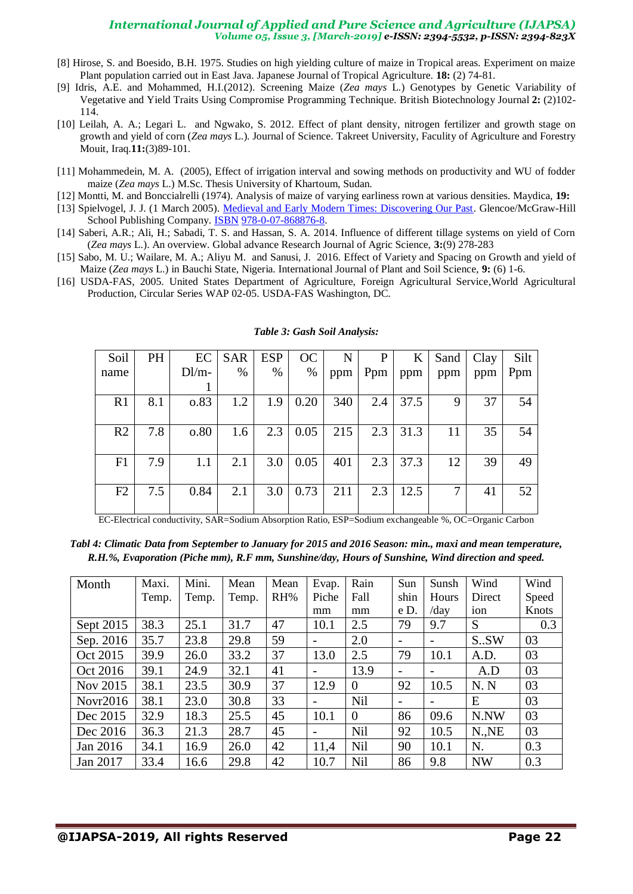[8] Hirose, S. and Boesido, B.H. 1975. Studies on high yielding culture of maize in Tropical areas. Experiment on maize Plant population carried out in East Java. Japanese Journal of Tropical Agriculture. **18:** (2) 74-81.

[9] Idris, A.E. and Mohammed, H.I.(2012). Screening Maize (*Zea mays* L.) Genotypes by Genetic Variability of Vegetative and Yield Traits Using Compromise Programming Technique. British Biotechnology Journal **2:** (2)102-114.

[10] Leilah, A. A.; Legari L. and Ngwako, S. 2012. Effect of plant density, nitrogen fertilizer and growth stage on growth and yield of corn (*Zea mays* L.). Journal of Science. Takreet University, Faculty of Agriculture and Forestry Mouit, Iraq.**11:**(3)89-101.

[11] Mohammedein, M. A. (2005), Effect of irrigation interval and sowing methods on productivity and WU of fodder maize (*Zea mays* L.) M.Sc. Thesis University of Khartoum, Sudan.

[12] Montti, M. and Bonccialrelli (1974). Analysis of maize of varying earliness rown at various densities. Maydica, **19:**

[13] Spielvogel, J. J. (1 March 2005). Medieval and Early Modern Times: Discovering Our Past. Glencoe/McGraw-Hill School Publishing Company. ISBN 978-0-07-868876-8.

[14] Saberi, A.R.; Ali, H.; Sabadi, T. S. and Hassan, S. A. 2014. Influence of different tillage systems on yield of Corn (*Zea mays* L.). An overview. Global advance Research Journal of Agric Science, **3:**(9) 278-283

[15] Sabo, M. U.; Wailare, M. A.; Aliyu M. and Sanusi, J. 2016. Effect of Variety and Spacing on Growth and yield of Maize (*Zea mays* L.) in Bauchi State, Nigeria. International Journal of Plant and Soil Science, **9:** (6) 1-6.

[16] USDA-FAS, 2005. United States Department of Agriculture, Foreign Agricultural Service,World Agricultural Production, Circular Series WAP 02-05. USDA-FAS Washington, DC.

*Table 3: Gash Soil Analysis:*

| Soil name | PH | EC Dl/m-1 | SAR % | ESP % | OC % | N ppm | P Ppm | K ppm | Sand ppm | Clay ppm | Silt Ppm |
|---|---|---|---|---|---|---|---|---|---|---|---|
| R1 | 8.1 | o.83 | 1.2 | 1.9 | 0.20 | 340 | 2.4 | 37.5 | 9 | 37 | 54 |
| R2 | 7.8 | o.80 | 1.6 | 2.3 | 0.05 | 215 | 2.3 | 31.3 | 11 | 35 | 54 |
| F1 | 7.9 | 1.1 | 2.1 | 3.0 | 0.05 | 401 | 2.3 | 37.3 | 12 | 39 | 49 |
| F2 | 7.5 | 0.84 | 2.1 | 3.0 | 0.73 | 211 | 2.3 | 12.5 | 7 | 41 | 52 |

EC-Electrical conductivity, SAR=Sodium Absorption Ratio, ESP=Sodium exchangeable %, OC=Organic Carbon

*Tabl 4: Climatic Data from September to January for 2015 and 2016 Season: min., maxi and mean temperature, R.H.%, Evaporation (Piche mm), R.F mm, Sunshine/day, Hours of Sunshine, Wind direction and speed.*

| Month | Maxi. Temp. | Mini. Temp. | Mean Temp. | Mean RH% | Evap. Piche mm | Rain Fall mm | Sun shine D. | Sunsh Hours /day | Wind Direct ion | Wind Speed Knots |
|---|---|---|---|---|---|---|---|---|---|---|
| Sept 2015 | 38.3 | 25.1 | 31.7 | 47 | 10.1 | 2.5 | 79 | 9.7 | S | 0.3 |
| Sep. 2016 | 35.7 | 23.8 | 29.8 | 59 | - | 2.0 | - | - | S..SW | 03 |
| Oct 2015 | 39.9 | 26.0 | 33.2 | 37 | 13.0 | 2.5 | 79 | 10.1 | A.D. | 03 |
| Oct 2016 | 39.1 | 24.9 | 32.1 | 41 | - | 13.9 | - | - | A.D | 03 |
| Nov 2015 | 38.1 | 23.5 | 30.9 | 37 | 12.9 | 0 | 92 | 10.5 | N. N | 03 |
| Novr2016 | 38.1 | 23.0 | 30.8 | 33 | - | Nil | - | - | E | 03 |
| Dec 2015 | 32.9 | 18.3 | 25.5 | 45 | 10.1 | 0 | 86 | 09.6 | N.NW | 03 |
| Dec 2016 | 36.3 | 21.3 | 28.7 | 45 | - | Nil | 92 | 10.5 | N.,NE | 03 |
| Jan 2016 | 34.1 | 16.9 | 26.0 | 42 | 11,4 | Nil | 90 | 10.1 | N. | 0.3 |
| Jan 2017 | 33.4 | 16.6 | 29.8 | 42 | 10.7 | Nil | 86 | 9.8 | NW | 0.3 |